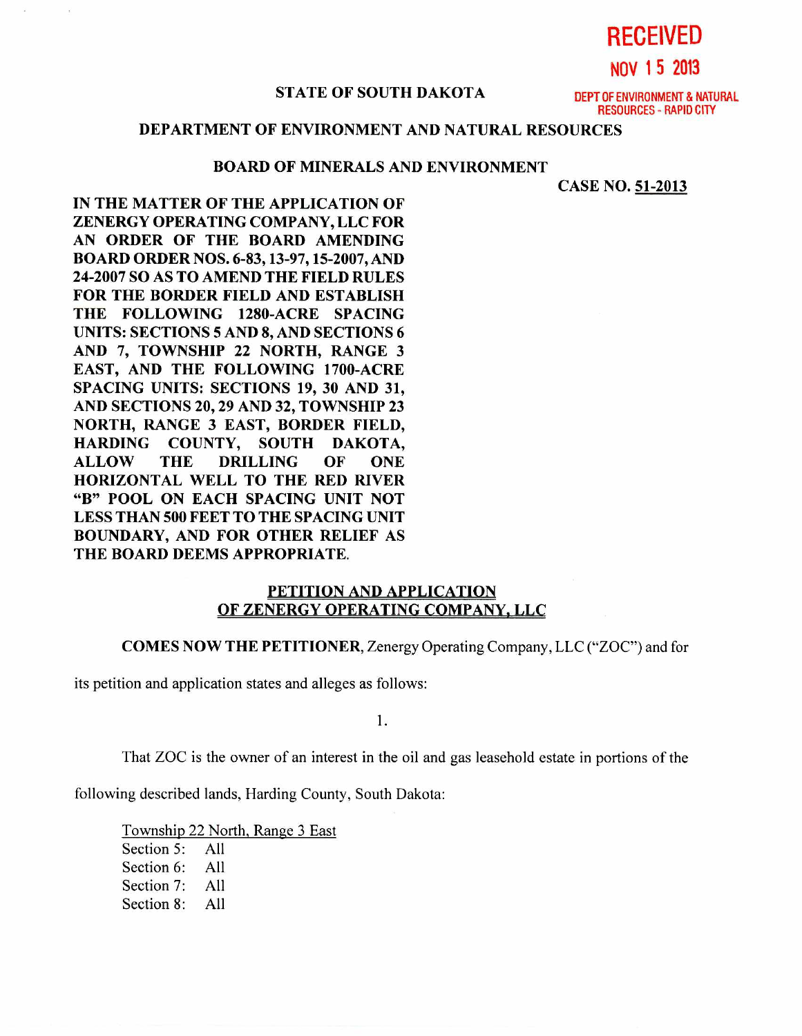**RECEIVED**

**NOV 15 2013**

**DEPT OF ENVIRONMENT & NATURAL RESOURCES - RAPID CITY**

**STATE OF SOUTH DAKOTA**

**DEPARTMENT OF ENVIRONMENT AND NATURAL RESOURCES**

**BOARD OF MINERALS AND ENVIRONMENT**

**CASE NO. 51-2013**

**IN THE MATTER OF THE APPLICATION OF ZENERGY OPERATING COMPANY, LLC FOR AN ORDER OF THE BOARD AMENDING BOARD ORDER NOS. 6-83, 13-97, 15-2007, AND 24-2007 SO AS TO AMEND THE FIELD RULES FOR THE BORDER FIELD AND ESTABLISH THE FOLLOWING 1280-ACRE SPACING UNITS: SECTIONS 5 AND 8, AND SECTIONS 6 AND 7, TOWNSHIP 22 NORTH, RANGE 3 EAST, AND THE FOLLOWING 1700-ACRE SPACING UNITS: SECTIONS 19, 30 AND 31, AND SECTIONS 20, 29 AND 32, TOWNSHIP 23 NORTH, RANGE 3 EAST, BORDER FIELD, HARDING COUNTY, SOUTH DAKOTA, ALLOW THE DRILLING OF ONE HORIZONTAL WELL TO THE RED RIVER "B" POOL ON EACH SPACING UNIT NOT LESS THAN 500 FEET TO THE SPACING UNIT BOUNDARY, AND FOR OTHER RELIEF AS THE BOARD DEEMS APPROPRIATE.**

## PETITION AND APPLICATION OF ZENERGY OPERATING COMPANY, LLC

**COMES NOW THE PETITIONER**, Zenergy Operating Company, LLC ("ZOC") and for its petition and application states and alleges as follows:

1.

That ZOC is the owner of an interest in the oil and gas leasehold estate in portions of the following described lands, Harding County, South Dakota:

Township 22 North, Range 3 East
Section 5: All
Section 6: All
Section 7: All
Section 8: All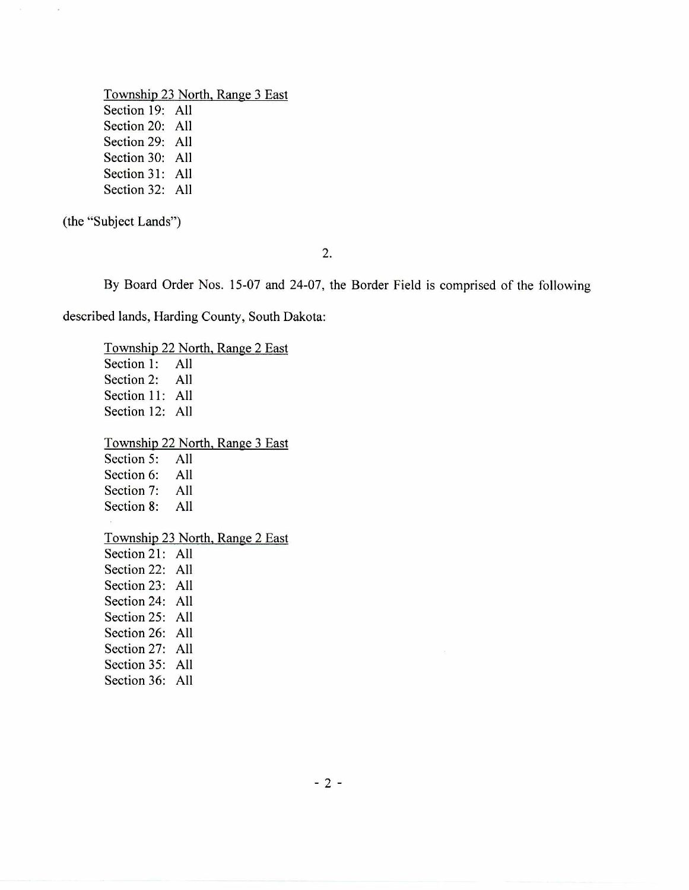<u>Township 23 North, Range 3 East</u>
Section 19: All
Section 20: All
Section 29: All
Section 30: All
Section 31: All
Section 32: All

(the "Subject Lands")

2.

By Board Order Nos. 15-07 and 24-07, the Border Field is comprised of the following described lands, Harding County, South Dakota:

<u>Township 22 North, Range 2 East</u>
Section 1: All
Section 2: All
Section 11: All
Section 12: All

<u>Township 22 North, Range 3 East</u>
Section 5: All
Section 6: All
Section 7: All
Section 8: All

<u>Township 23 North, Range 2 East</u>
Section 21: All
Section 22: All
Section 23: All
Section 24: All
Section 25: All
Section 26: All
Section 27: All
Section 35: All
Section 36: All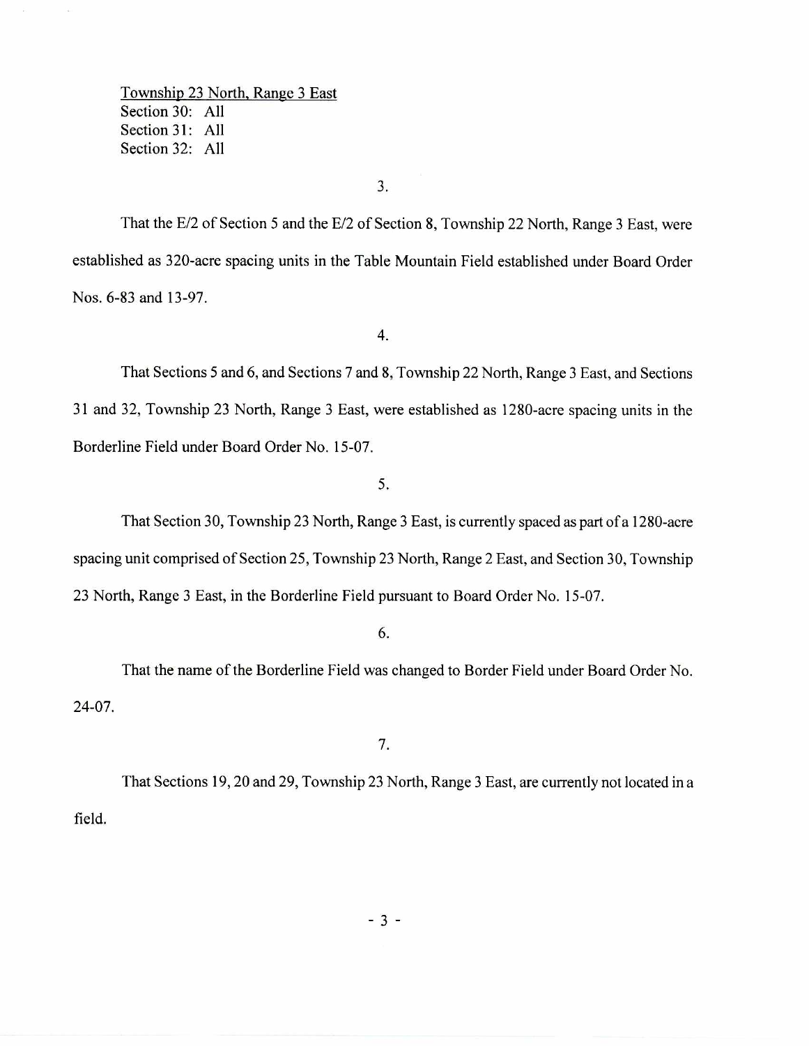<u>Township 23 North, Range 3 East</u>
Section 30: All
Section 31: All
Section 32: All

3.

That the E/2 of Section 5 and the E/2 of Section 8, Township 22 North, Range 3 East, were established as 320-acre spacing units in the Table Mountain Field established under Board Order Nos. 6-83 and 13-97.

4.

That Sections 5 and 6, and Sections 7 and 8, Township 22 North, Range 3 East, and Sections 31 and 32, Township 23 North, Range 3 East, were established as 1280-acre spacing units in the Borderline Field under Board Order No. 15-07.

5.

That Section 30, Township 23 North, Range 3 East, is currently spaced as part of a 1280-acre spacing unit comprised of Section 25, Township 23 North, Range 2 East, and Section 30, Township 23 North, Range 3 East, in the Borderline Field pursuant to Board Order No. 15-07.

6.

That the name of the Borderline Field was changed to Border Field under Board Order No. 24-07.

7.

That Sections 19, 20 and 29, Township 23 North, Range 3 East, are currently not located in a field.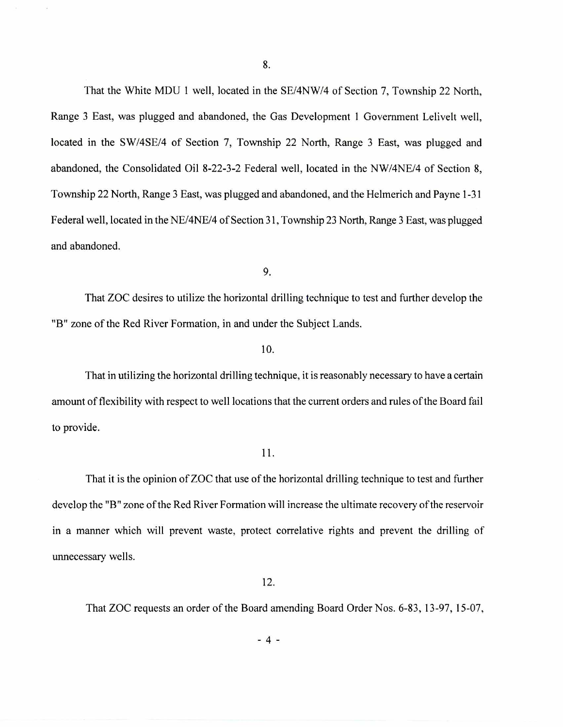8.

That the White MDU 1 well, located in the SE/4NW/4 of Section 7, Township 22 North, Range 3 East, was plugged and abandoned, the Gas Development 1 Government Lelivelt well, located in the SW/4SE/4 of Section 7, Township 22 North, Range 3 East, was plugged and abandoned, the Consolidated Oil 8-22-3-2 Federal well, located in the NW/4NE/4 of Section 8, Township 22 North, Range 3 East, was plugged and abandoned, and the Helmerich and Payne 1-31 Federal well, located in the NE/4NE/4 of Section 31, Township 23 North, Range 3 East, was plugged and abandoned.

9.

That ZOC desires to utilize the horizontal drilling technique to test and further develop the "B" zone of the Red River Formation, in and under the Subject Lands.

10.

That in utilizing the horizontal drilling technique, it is reasonably necessary to have a certain amount of flexibility with respect to well locations that the current orders and rules of the Board fail to provide.

11.

That it is the opinion of ZOC that use of the horizontal drilling technique to test and further develop the "B" zone of the Red River Formation will increase the ultimate recovery of the reservoir in a manner which will prevent waste, protect correlative rights and prevent the drilling of unnecessary wells.

12.

That ZOC requests an order of the Board amending Board Order Nos. 6-83, 13-97, 15-07,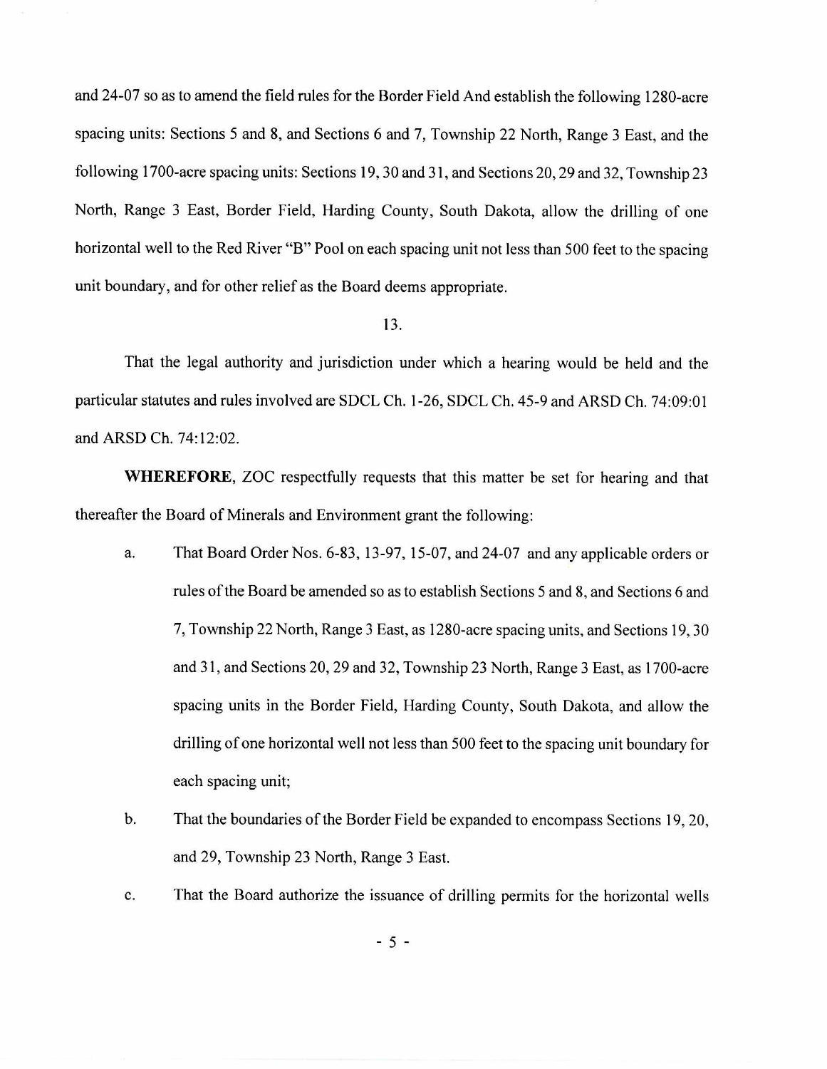and 24-07 so as to amend the field rules for the Border Field And establish the following 1280-acre spacing units: Sections 5 and 8, and Sections 6 and 7, Township 22 North, Range 3 East, and the following 1700-acre spacing units: Sections 19, 30 and 31, and Sections 20, 29 and 32, Township 23 North, Range 3 East, Border Field, Harding County, South Dakota, allow the drilling of one horizontal well to the Red River "B" Pool on each spacing unit not less than 500 feet to the spacing unit boundary, and for other relief as the Board deems appropriate.

13.

That the legal authority and jurisdiction under which a hearing would be held and the particular statutes and rules involved are SDCL Ch. 1-26, SDCL Ch. 45-9 and ARSD Ch. 74:09:01 and ARSD Ch. 74:12:02.

**WHEREFORE**, ZOC respectfully requests that this matter be set for hearing and that thereafter the Board of Minerals and Environment grant the following:

a. That Board Order Nos. 6-83, 13-97, 15-07, and 24-07 and any applicable orders or rules of the Board be amended so as to establish Sections 5 and 8, and Sections 6 and 7, Township 22 North, Range 3 East, as 1280-acre spacing units, and Sections 19, 30 and 31, and Sections 20, 29 and 32, Township 23 North, Range 3 East, as 1700-acre spacing units in the Border Field, Harding County, South Dakota, and allow the drilling of one horizontal well not less than 500 feet to the spacing unit boundary for each spacing unit;

b. That the boundaries of the Border Field be expanded to encompass Sections 19, 20, and 29, Township 23 North, Range 3 East.

c. That the Board authorize the issuance of drilling permits for the horizontal wells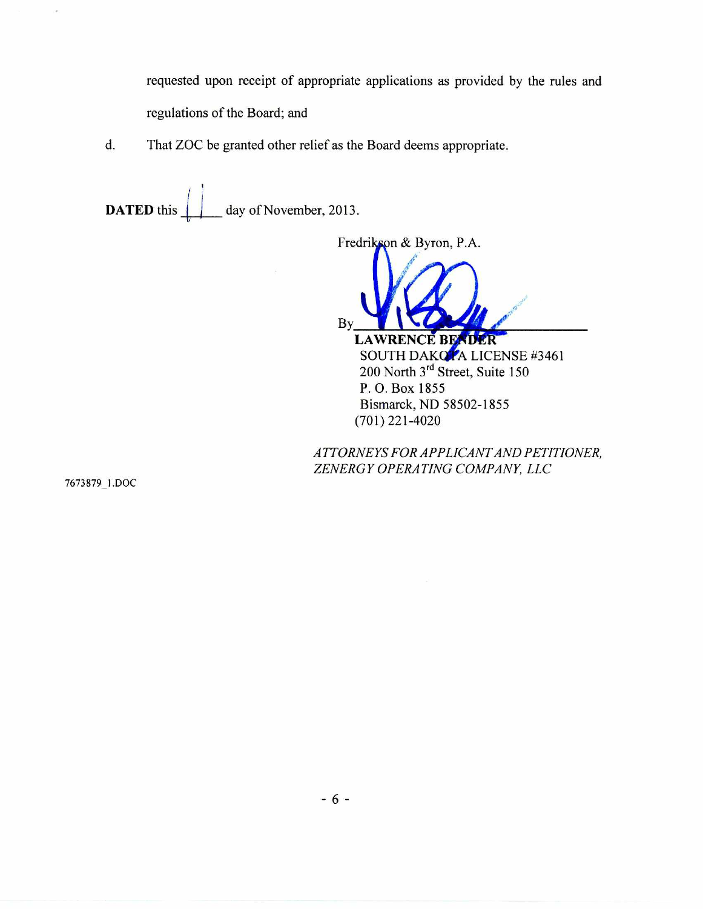requested upon receipt of appropriate applications as provided by the rules and regulations of the Board; and

d. That ZOC be granted other relief as the Board deems appropriate.

**DATED** this 11 day of November, 2013.

Fredrikson & Byron, P.A.

By\_\_\_\_\_\_\_\_\_\_\_\_\_\_\_\_\_\_\_\_\_\_\_\_\_\_\_\_\_\_
**LAWRENCE BENDER**
SOUTH DAKOTA LICENSE #3461
200 North 3rd Street, Suite 150
P. O. Box 1855
Bismarck, ND 58502-1855
(701) 221-4020

*ATTORNEYS FOR APPLICANT AND PETITIONER, ZENERGY OPERATING COMPANY, LLC*

7673879_1.DOC